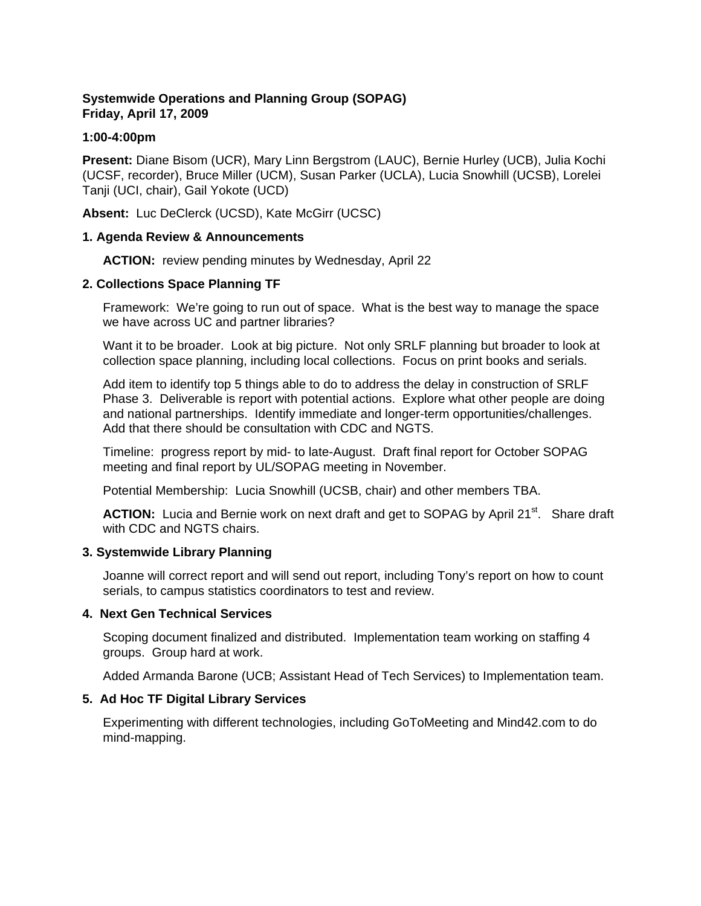**Systemwide Operations and Planning Group (SOPAG)**
**Friday, April 17, 2009**

**1:00-4:00pm**

**Present:** Diane Bisom (UCR), Mary Linn Bergstrom (LAUC), Bernie Hurley (UCB), Julia Kochi (UCSF, recorder), Bruce Miller (UCM), Susan Parker (UCLA), Lucia Snowhill (UCSB), Lorelei Tanji (UCI, chair), Gail Yokote (UCD)

**Absent:** Luc DeClerck (UCSD), Kate McGirr (UCSC)

### 1. Agenda Review & Announcements

**ACTION:** review pending minutes by Wednesday, April 22

### 2. Collections Space Planning TF

Framework: We're going to run out of space. What is the best way to manage the space we have across UC and partner libraries?

Want it to be broader. Look at big picture. Not only SRLF planning but broader to look at collection space planning, including local collections. Focus on print books and serials.

Add item to identify top 5 things able to do to address the delay in construction of SRLF Phase 3. Deliverable is report with potential actions. Explore what other people are doing and national partnerships. Identify immediate and longer-term opportunities/challenges. Add that there should be consultation with CDC and NGTS.

Timeline: progress report by mid- to late-August. Draft final report for October SOPAG meeting and final report by UL/SOPAG meeting in November.

Potential Membership: Lucia Snowhill (UCSB, chair) and other members TBA.

**ACTION:** Lucia and Bernie work on next draft and get to SOPAG by April 21st. Share draft with CDC and NGTS chairs.

### 3. Systemwide Library Planning

Joanne will correct report and will send out report, including Tony's report on how to count serials, to campus statistics coordinators to test and review.

### 4. Next Gen Technical Services

Scoping document finalized and distributed. Implementation team working on staffing 4 groups. Group hard at work.

Added Armanda Barone (UCB; Assistant Head of Tech Services) to Implementation team.

### 5. Ad Hoc TF Digital Library Services

Experimenting with different technologies, including GoToMeeting and Mind42.com to do mind-mapping.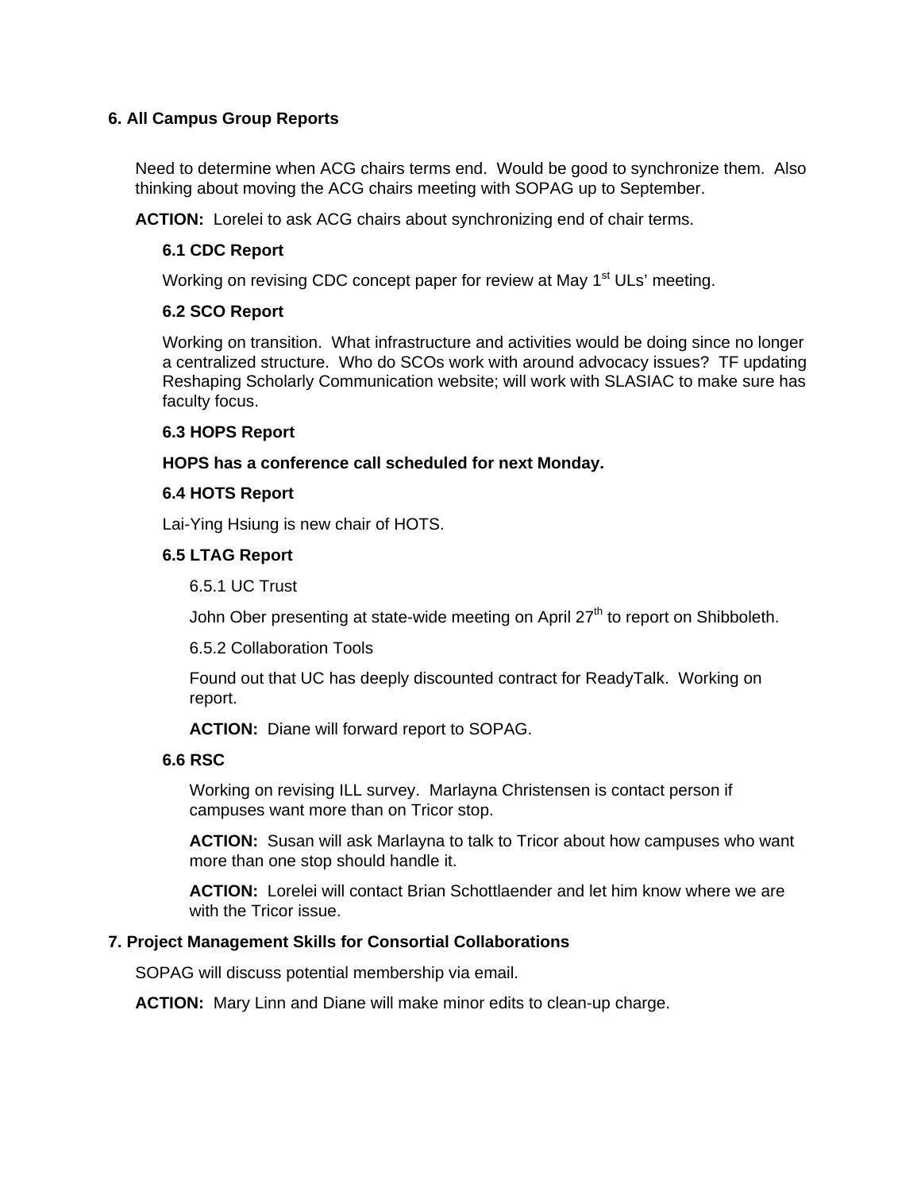## 6. All Campus Group Reports

Need to determine when ACG chairs terms end. Would be good to synchronize them. Also thinking about moving the ACG chairs meeting with SOPAG up to September.

**ACTION:** Lorelei to ask ACG chairs about synchronizing end of chair terms.

### 6.1 CDC Report

Working on revising CDC concept paper for review at May 1st ULs' meeting.

### 6.2 SCO Report

Working on transition. What infrastructure and activities would be doing since no longer a centralized structure. Who do SCOs work with around advocacy issues? TF updating Reshaping Scholarly Communication website; will work with SLASIAC to make sure has faculty focus.

### 6.3 HOPS Report

**HOPS has a conference call scheduled for next Monday.**

### 6.4 HOTS Report

Lai-Ying Hsiung is new chair of HOTS.

### 6.5 LTAG Report

#### 6.5.1 UC Trust

John Ober presenting at state-wide meeting on April 27th to report on Shibboleth.

#### 6.5.2 Collaboration Tools

Found out that UC has deeply discounted contract for ReadyTalk. Working on report.

**ACTION:** Diane will forward report to SOPAG.

### 6.6 RSC

Working on revising ILL survey. Marlayna Christensen is contact person if campuses want more than on Tricor stop.

**ACTION:** Susan will ask Marlayna to talk to Tricor about how campuses who want more than one stop should handle it.

**ACTION:** Lorelei will contact Brian Schottlaender and let him know where we are with the Tricor issue.

## 7. Project Management Skills for Consortial Collaborations

SOPAG will discuss potential membership via email.

**ACTION:** Mary Linn and Diane will make minor edits to clean-up charge.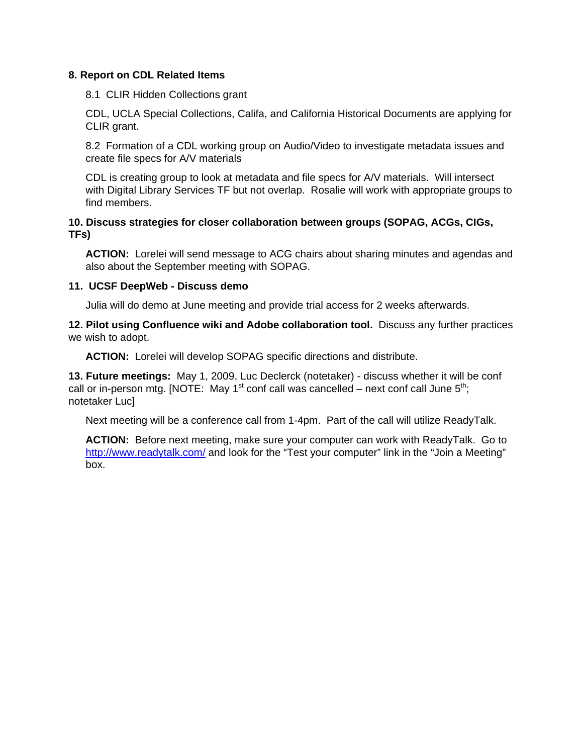**8. Report on CDL Related Items**

8.1 CLIR Hidden Collections grant

CDL, UCLA Special Collections, Califa, and California Historical Documents are applying for CLIR grant.

8.2 Formation of a CDL working group on Audio/Video to investigate metadata issues and create file specs for A/V materials

CDL is creating group to look at metadata and file specs for A/V materials. Will intersect with Digital Library Services TF but not overlap. Rosalie will work with appropriate groups to find members.

**10. Discuss strategies for closer collaboration between groups (SOPAG, ACGs, CIGs, TFs)**

**ACTION:** Lorelei will send message to ACG chairs about sharing minutes and agendas and also about the September meeting with SOPAG.

**11. UCSF DeepWeb - Discuss demo**

Julia will do demo at June meeting and provide trial access for 2 weeks afterwards.

**12. Pilot using Confluence wiki and Adobe collaboration tool.** Discuss any further practices we wish to adopt.

**ACTION:** Lorelei will develop SOPAG specific directions and distribute.

**13. Future meetings:** May 1, 2009, Luc Declerck (notetaker) - discuss whether it will be conf call or in-person mtg. [NOTE: May 1st conf call was cancelled – next conf call June 5th; notetaker Luc]

Next meeting will be a conference call from 1-4pm. Part of the call will utilize ReadyTalk.

**ACTION:** Before next meeting, make sure your computer can work with ReadyTalk. Go to [http://www.readytalk.com/](http://www.readytalk.com/) and look for the "Test your computer" link in the "Join a Meeting" box.